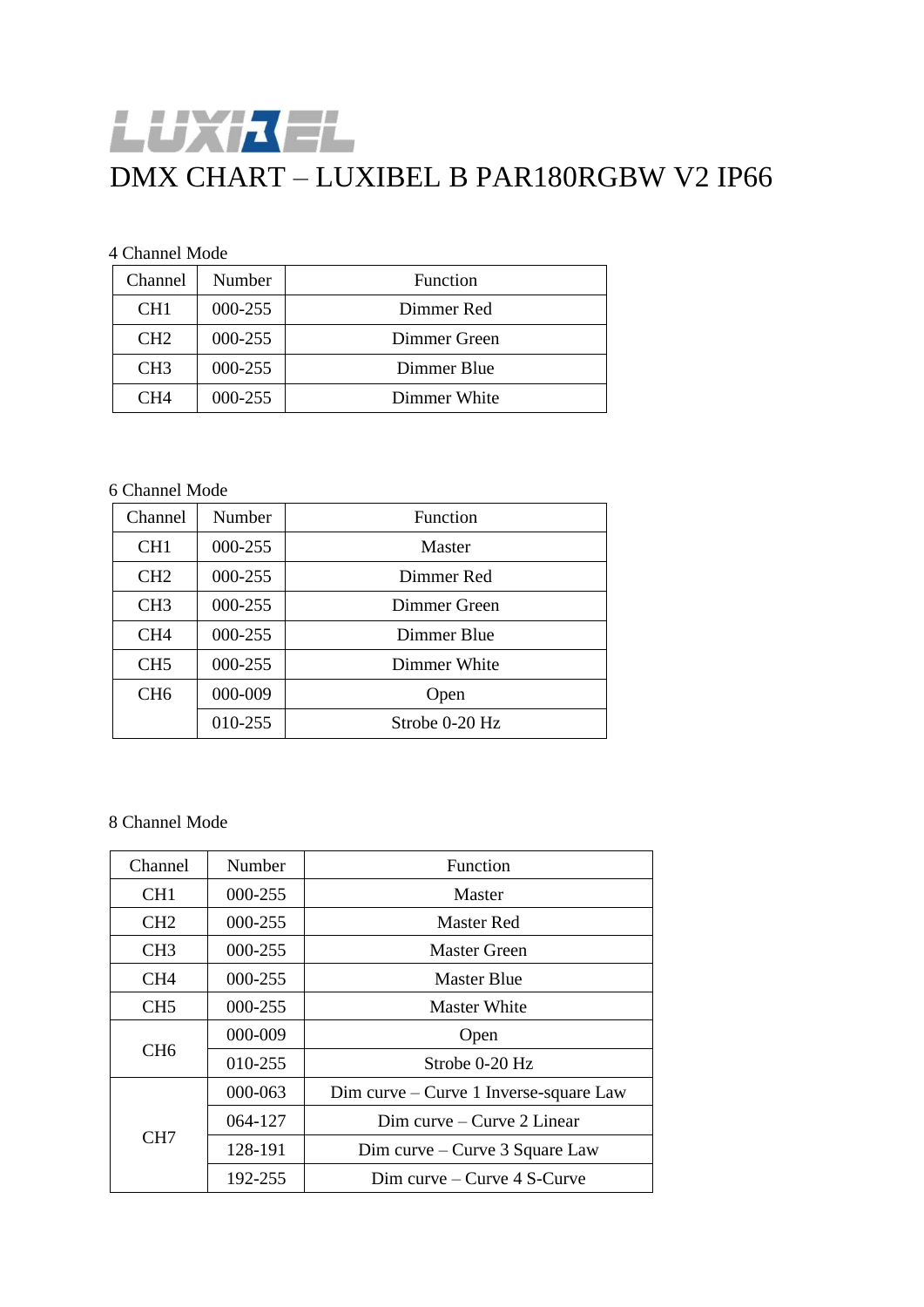LUXIBEL

# DMX CHART – LUXIBEL B PAR180RGBW V2 IP66

4 Channel Mode

| Channel | Number | Function |
|---|---|---|
| CH1 | 000-255 | Dimmer Red |
| CH2 | 000-255 | Dimmer Green |
| CH3 | 000-255 | Dimmer Blue |
| CH4 | 000-255 | Dimmer White |

6 Channel Mode

| Channel | Number | Function |
|---|---|---|
| CH1 | 000-255 | Master |
| CH2 | 000-255 | Dimmer Red |
| CH3 | 000-255 | Dimmer Green |
| CH4 | 000-255 | Dimmer Blue |
| CH5 | 000-255 | Dimmer White |
| CH6 | 000-009 | Open |
| | 010-255 | Strobe 0-20 Hz |

8 Channel Mode

| Channel | Number | Function |
|---|---|---|
| CH1 | 000-255 | Master |
| CH2 | 000-255 | Master Red |
| CH3 | 000-255 | Master Green |
| CH4 | 000-255 | Master Blue |
| CH5 | 000-255 | Master White |
| CH6 | 000-009 | Open |
| | 010-255 | Strobe 0-20 Hz |
| CH7 | 000-063 | Dim curve – Curve 1 Inverse-square Law |
| | 064-127 | Dim curve – Curve 2 Linear |
| | 128-191 | Dim curve – Curve 3 Square Law |
| | 192-255 | Dim curve – Curve 4 S-Curve |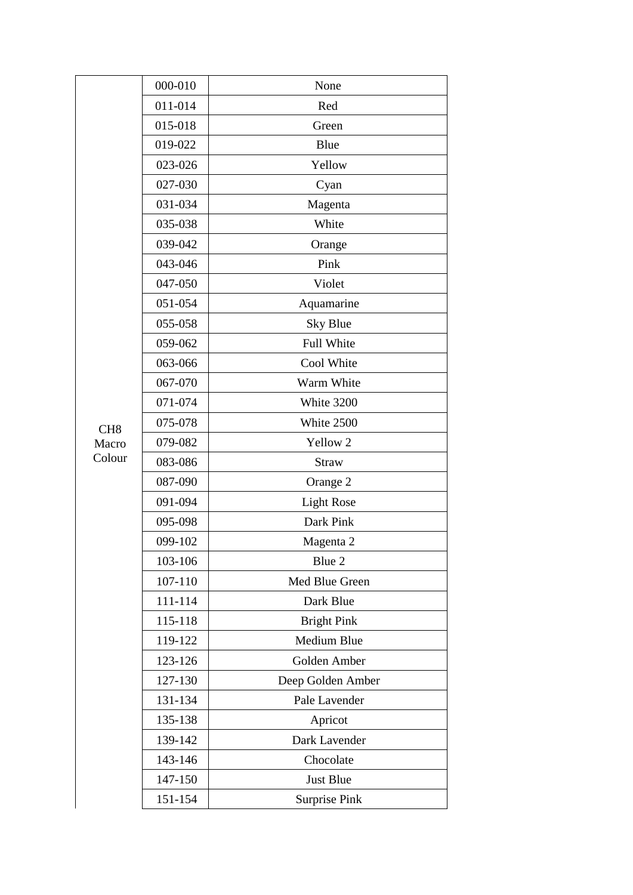| | | |
|---|---|---|
| CH8 Macro Colour | 000-010 | None |
| | 011-014 | Red |
| | 015-018 | Green |
| | 019-022 | Blue |
| | 023-026 | Yellow |
| | 027-030 | Cyan |
| | 031-034 | Magenta |
| | 035-038 | White |
| | 039-042 | Orange |
| | 043-046 | Pink |
| | 047-050 | Violet |
| | 051-054 | Aquamarine |
| | 055-058 | Sky Blue |
| | 059-062 | Full White |
| | 063-066 | Cool White |
| | 067-070 | Warm White |
| | 071-074 | White 3200 |
| | 075-078 | White 2500 |
| | 079-082 | Yellow 2 |
| | 083-086 | Straw |
| | 087-090 | Orange 2 |
| | 091-094 | Light Rose |
| | 095-098 | Dark Pink |
| | 099-102 | Magenta 2 |
| | 103-106 | Blue 2 |
| | 107-110 | Med Blue Green |
| | 111-114 | Dark Blue |
| | 115-118 | Bright Pink |
| | 119-122 | Medium Blue |
| | 123-126 | Golden Amber |
| | 127-130 | Deep Golden Amber |
| | 131-134 | Pale Lavender |
| | 135-138 | Apricot |
| | 139-142 | Dark Lavender |
| | 143-146 | Chocolate |
| | 147-150 | Just Blue |
| | 151-154 | Surprise Pink |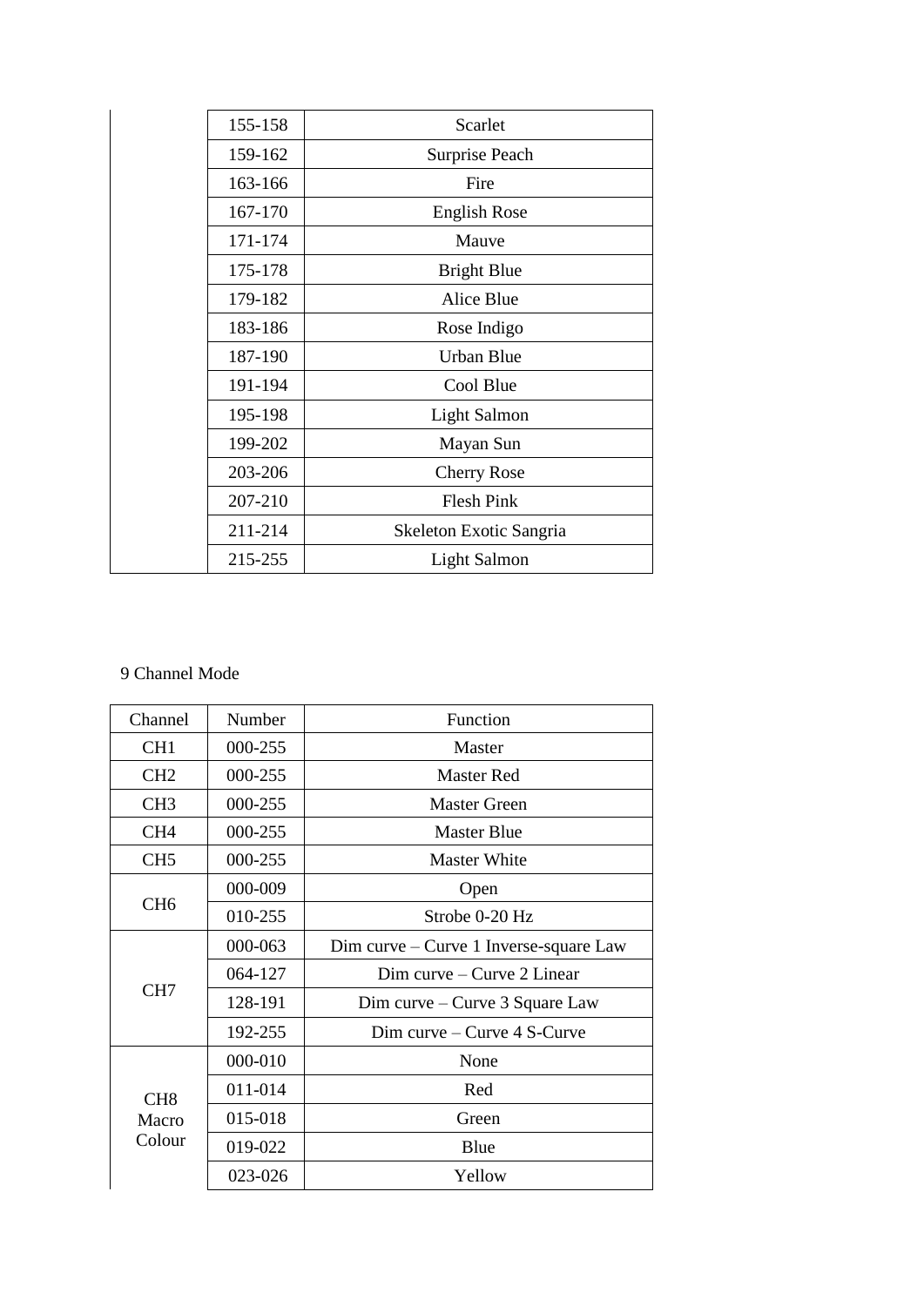| | | |
|---|---|---|
| | 155-158 | Scarlet |
| | 159-162 | Surprise Peach |
| | 163-166 | Fire |
| | 167-170 | English Rose |
| | 171-174 | Mauve |
| | 175-178 | Bright Blue |
| | 179-182 | Alice Blue |
| | 183-186 | Rose Indigo |
| | 187-190 | Urban Blue |
| | 191-194 | Cool Blue |
| | 195-198 | Light Salmon |
| | 199-202 | Mayan Sun |
| | 203-206 | Cherry Rose |
| | 207-210 | Flesh Pink |
| | 211-214 | Skeleton Exotic Sangria |
| | 215-255 | Light Salmon |

9 Channel Mode

| Channel | Number | Function |
|---|---|---|
| CH1 | 000-255 | Master |
| CH2 | 000-255 | Master Red |
| CH3 | 000-255 | Master Green |
| CH4 | 000-255 | Master Blue |
| CH5 | 000-255 | Master White |
| CH6 | 000-009 | Open |
| | 010-255 | Strobe 0-20 Hz |
| CH7 | 000-063 | Dim curve – Curve 1 Inverse-square Law |
| | 064-127 | Dim curve – Curve 2 Linear |
| | 128-191 | Dim curve – Curve 3 Square Law |
| | 192-255 | Dim curve – Curve 4 S-Curve |
| CH8 Macro Colour | 000-010 | None |
| | 011-014 | Red |
| | 015-018 | Green |
| | 019-022 | Blue |
| | 023-026 | Yellow |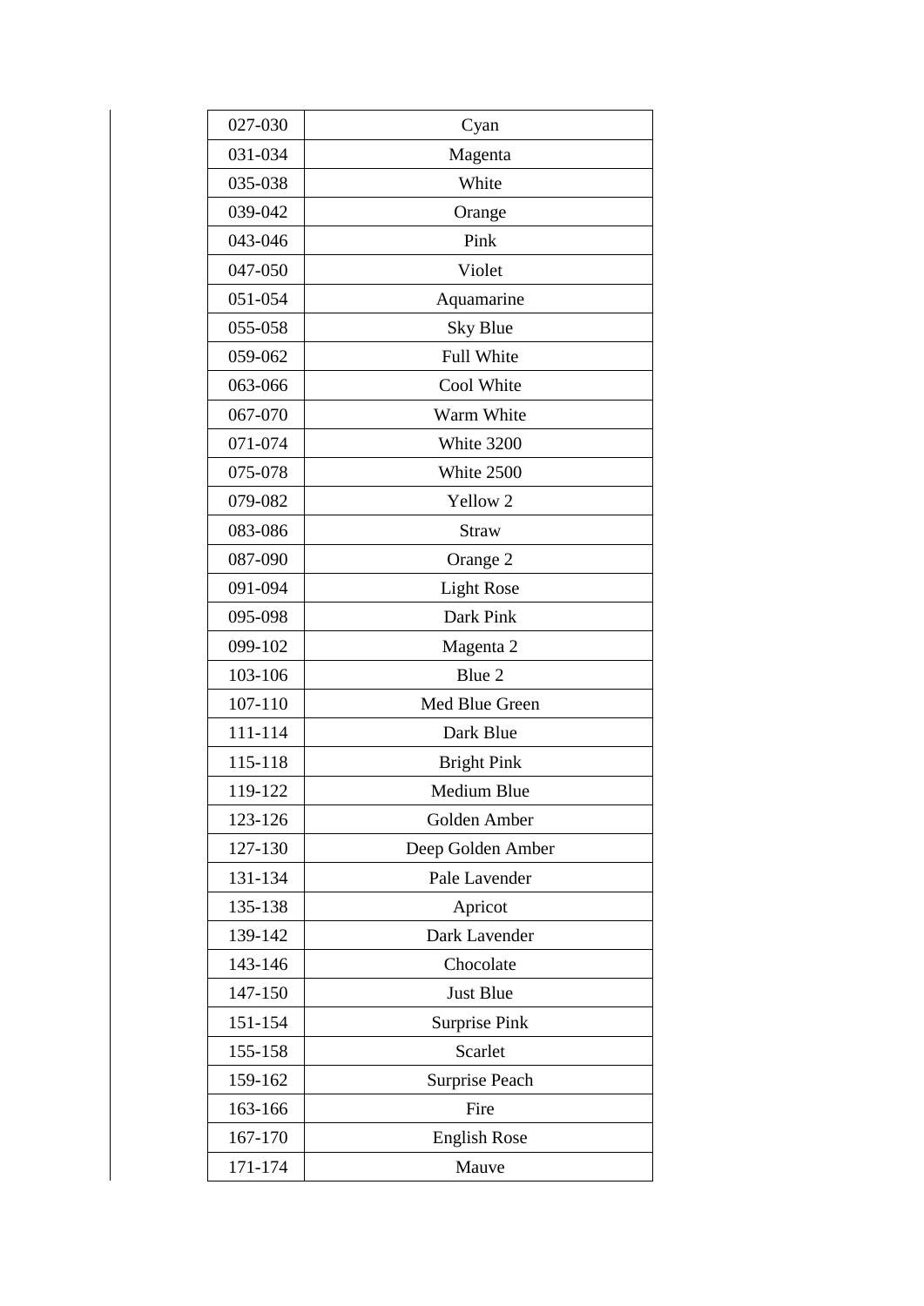| 027-030 | Cyan |
|---|---|
| 031-034 | Magenta |
| 035-038 | White |
| 039-042 | Orange |
| 043-046 | Pink |
| 047-050 | Violet |
| 051-054 | Aquamarine |
| 055-058 | Sky Blue |
| 059-062 | Full White |
| 063-066 | Cool White |
| 067-070 | Warm White |
| 071-074 | White 3200 |
| 075-078 | White 2500 |
| 079-082 | Yellow 2 |
| 083-086 | Straw |
| 087-090 | Orange 2 |
| 091-094 | Light Rose |
| 095-098 | Dark Pink |
| 099-102 | Magenta 2 |
| 103-106 | Blue 2 |
| 107-110 | Med Blue Green |
| 111-114 | Dark Blue |
| 115-118 | Bright Pink |
| 119-122 | Medium Blue |
| 123-126 | Golden Amber |
| 127-130 | Deep Golden Amber |
| 131-134 | Pale Lavender |
| 135-138 | Apricot |
| 139-142 | Dark Lavender |
| 143-146 | Chocolate |
| 147-150 | Just Blue |
| 151-154 | Surprise Pink |
| 155-158 | Scarlet |
| 159-162 | Surprise Peach |
| 163-166 | Fire |
| 167-170 | English Rose |
| 171-174 | Mauve |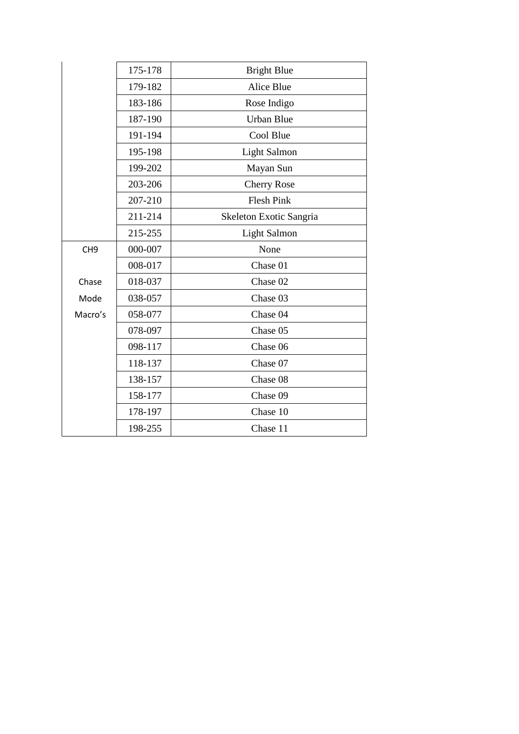| | | |
|---|---|---|
| | 175-178 | Bright Blue |
| | 179-182 | Alice Blue |
| | 183-186 | Rose Indigo |
| | 187-190 | Urban Blue |
| | 191-194 | Cool Blue |
| | 195-198 | Light Salmon |
| | 199-202 | Mayan Sun |
| | 203-206 | Cherry Rose |
| | 207-210 | Flesh Pink |
| | 211-214 | Skeleton Exotic Sangria |
| | 215-255 | Light Salmon |
| CH9 | 000-007 | None |
| | 008-017 | Chase 01 |
| Chase | 018-037 | Chase 02 |
| Mode | 038-057 | Chase 03 |
| Macro's | 058-077 | Chase 04 |
| | 078-097 | Chase 05 |
| | 098-117 | Chase 06 |
| | 118-137 | Chase 07 |
| | 138-157 | Chase 08 |
| | 158-177 | Chase 09 |
| | 178-197 | Chase 10 |
| | 198-255 | Chase 11 |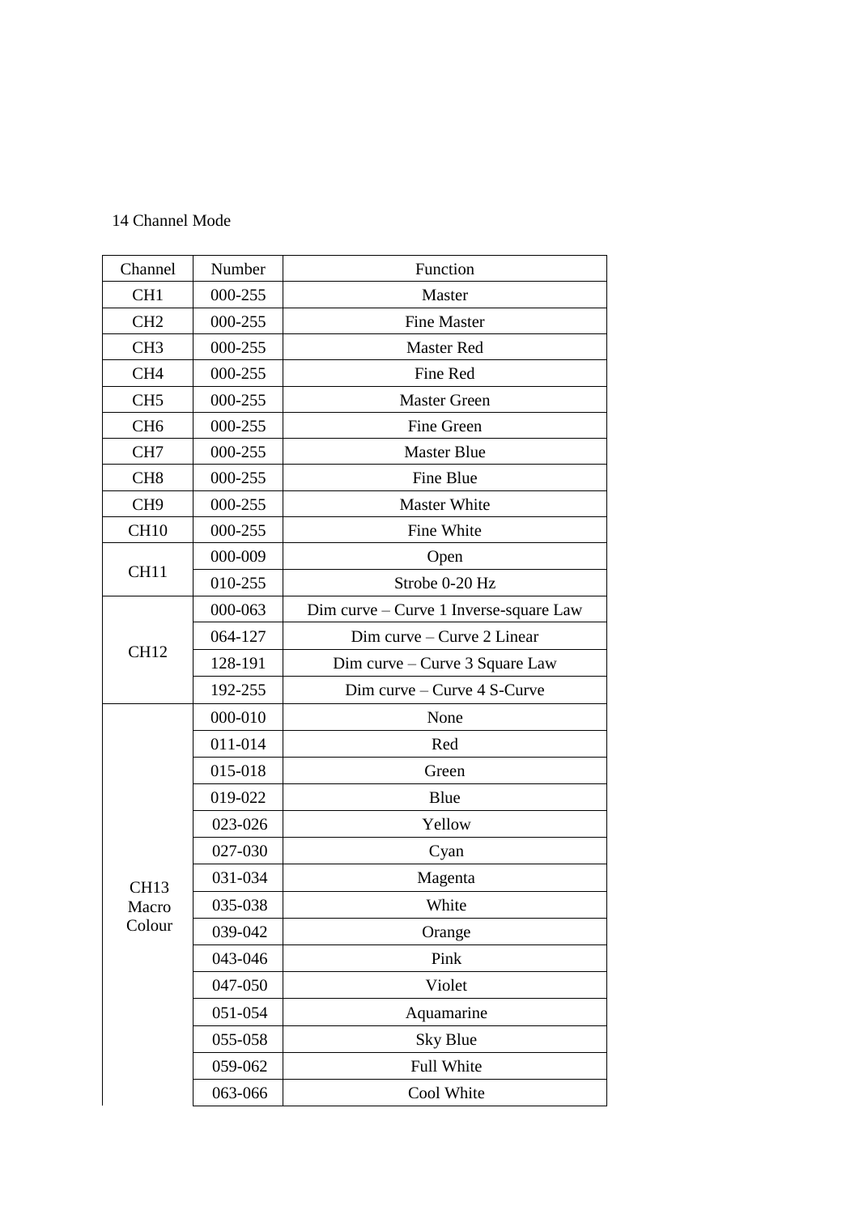14 Channel Mode

| Channel | Number | Function |
| --- | --- | --- |
| CH1 | 000-255 | Master |
| CH2 | 000-255 | Fine Master |
| CH3 | 000-255 | Master Red |
| CH4 | 000-255 | Fine Red |
| CH5 | 000-255 | Master Green |
| CH6 | 000-255 | Fine Green |
| CH7 | 000-255 | Master Blue |
| CH8 | 000-255 | Fine Blue |
| CH9 | 000-255 | Master White |
| CH10 | 000-255 | Fine White |
| CH11 | 000-009 | Open |
| | 010-255 | Strobe 0-20 Hz |
| CH12 | 000-063 | Dim curve – Curve 1 Inverse-square Law |
| | 064-127 | Dim curve – Curve 2 Linear |
| | 128-191 | Dim curve – Curve 3 Square Law |
| | 192-255 | Dim curve – Curve 4 S-Curve |
| CH13 Macro Colour | 000-010 | None |
| | 011-014 | Red |
| | 015-018 | Green |
| | 019-022 | Blue |
| | 023-026 | Yellow |
| | 027-030 | Cyan |
| | 031-034 | Magenta |
| | 035-038 | White |
| | 039-042 | Orange |
| | 043-046 | Pink |
| | 047-050 | Violet |
| | 051-054 | Aquamarine |
| | 055-058 | Sky Blue |
| | 059-062 | Full White |
| | 063-066 | Cool White |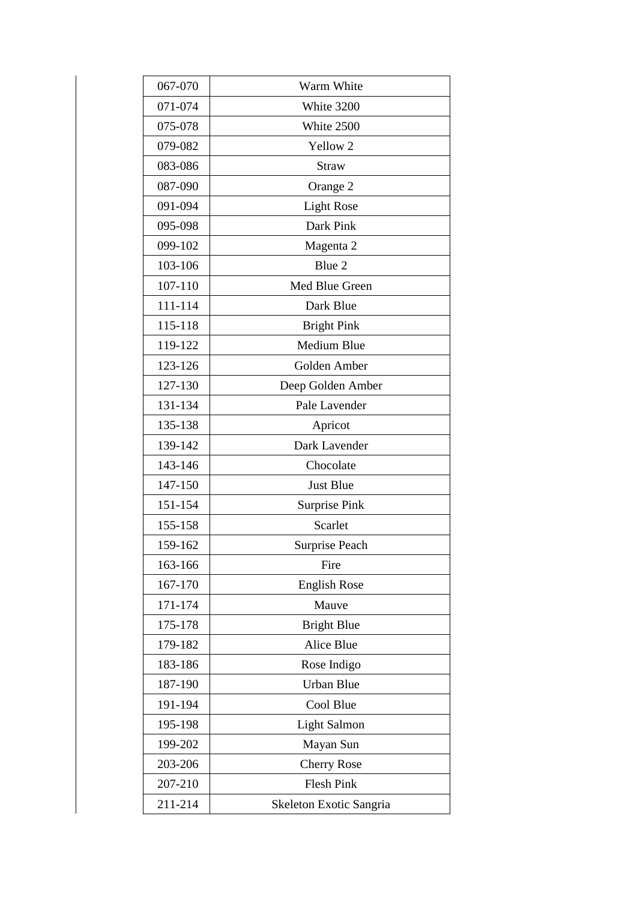| 067-070 | Warm White |
|---|---|
| 071-074 | White 3200 |
| 075-078 | White 2500 |
| 079-082 | Yellow 2 |
| 083-086 | Straw |
| 087-090 | Orange 2 |
| 091-094 | Light Rose |
| 095-098 | Dark Pink |
| 099-102 | Magenta 2 |
| 103-106 | Blue 2 |
| 107-110 | Med Blue Green |
| 111-114 | Dark Blue |
| 115-118 | Bright Pink |
| 119-122 | Medium Blue |
| 123-126 | Golden Amber |
| 127-130 | Deep Golden Amber |
| 131-134 | Pale Lavender |
| 135-138 | Apricot |
| 139-142 | Dark Lavender |
| 143-146 | Chocolate |
| 147-150 | Just Blue |
| 151-154 | Surprise Pink |
| 155-158 | Scarlet |
| 159-162 | Surprise Peach |
| 163-166 | Fire |
| 167-170 | English Rose |
| 171-174 | Mauve |
| 175-178 | Bright Blue |
| 179-182 | Alice Blue |
| 183-186 | Rose Indigo |
| 187-190 | Urban Blue |
| 191-194 | Cool Blue |
| 195-198 | Light Salmon |
| 199-202 | Mayan Sun |
| 203-206 | Cherry Rose |
| 207-210 | Flesh Pink |
| 211-214 | Skeleton Exotic Sangria |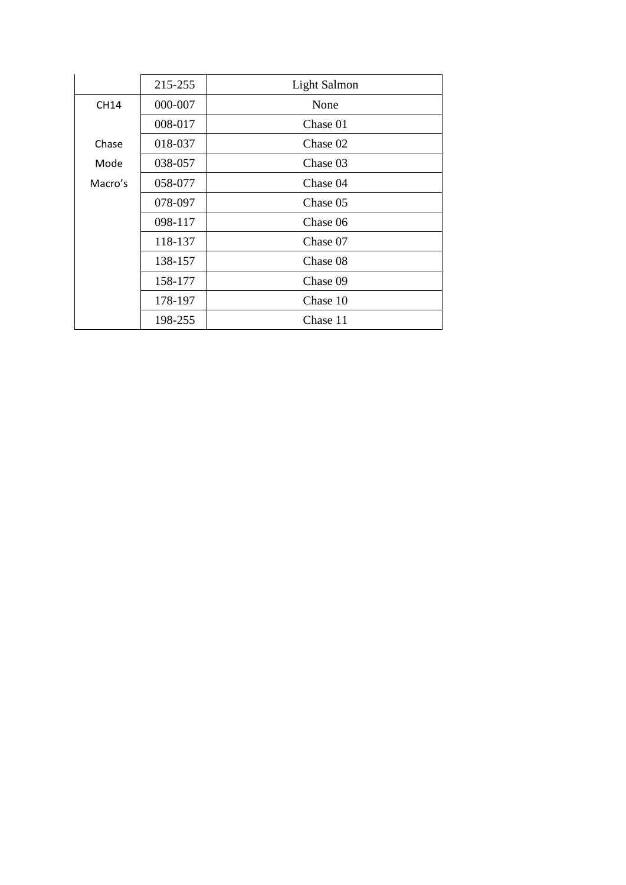| | | |
|---|---|---|
| | 215-255 | Light Salmon |
| CH14 | 000-007 | None |
| | 008-017 | Chase 01 |
| Chase | 018-037 | Chase 02 |
| Mode | 038-057 | Chase 03 |
| Macro's | 058-077 | Chase 04 |
| | 078-097 | Chase 05 |
| | 098-117 | Chase 06 |
| | 118-137 | Chase 07 |
| | 138-157 | Chase 08 |
| | 158-177 | Chase 09 |
| | 178-197 | Chase 10 |
| | 198-255 | Chase 11 |